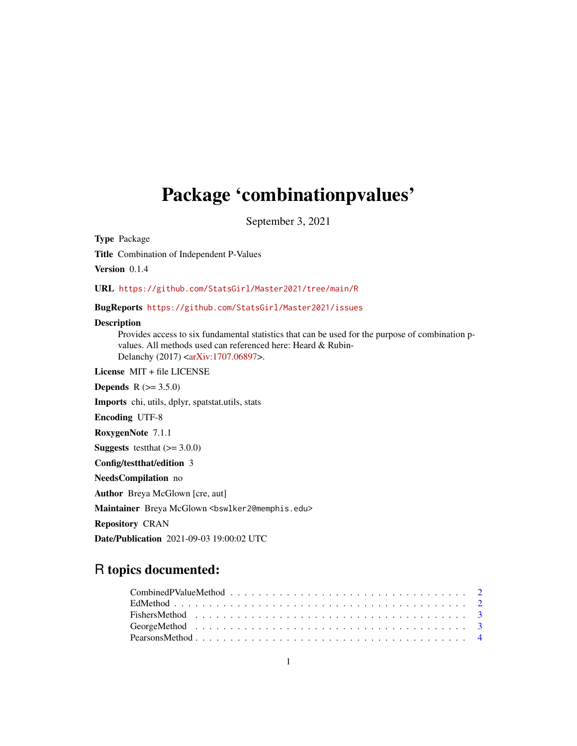# Package 'combinationpvalues'

September 3, 2021

**Type** Package

**Title** Combination of Independent P-Values

**Version** 0.1.4

**URL** https://github.com/StatsGirl/Master2021/tree/main/R

**BugReports** https://github.com/StatsGirl/Master2021/issues

**Description**
Provides access to six fundamental statistics that can be used for the purpose of combination p-values. All methods used can referenced here: Heard & Rubin-Delanchy (2017) <arXiv:1707.06897>.

**License** MIT + file LICENSE

**Depends** R (>= 3.5.0)

**Imports** chi, utils, dplyr, spatstat.utils, stats

**Encoding** UTF-8

**RoxygenNote** 7.1.1

**Suggests** testthat (>= 3.0.0)

**Config/testthat/edition** 3

**NeedsCompilation** no

**Author** Breya McGlown [cre, aut]

**Maintainer** Breya McGlown <bswlker2@memphis.edu>

**Repository** CRAN

**Date/Publication** 2021-09-03 19:00:02 UTC

## R topics documented:

- CombinedPValueMethod . . . . . . . . . . . . . . . . . . . . . . . . . . . . . . . . . . 2
- EdMethod . . . . . . . . . . . . . . . . . . . . . . . . . . . . . . . . . . . . . . . . 2
- FishersMethod . . . . . . . . . . . . . . . . . . . . . . . . . . . . . . . . . . . . . 3
- GeorgeMethod . . . . . . . . . . . . . . . . . . . . . . . . . . . . . . . . . . . . . 3
- PearsonsMethod . . . . . . . . . . . . . . . . . . . . . . . . . . . . . . . . . . . . 4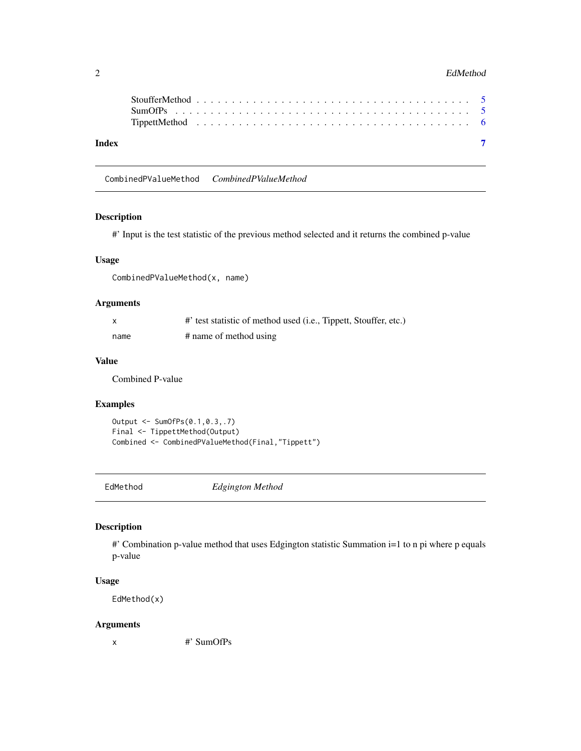StoufferMethod . . . . . . . . . . . . . . . . . . . . . . . . . . . . . . . . . . . . 5
SumOfPs . . . . . . . . . . . . . . . . . . . . . . . . . . . . . . . . . . . . . . . 5
TippettMethod . . . . . . . . . . . . . . . . . . . . . . . . . . . . . . . . . . . . 6

**Index** **7**

---

## CombinedPValueMethod *CombinedPValueMethod*

---

### Description

#' Input is the test statistic of the previous method selected and it returns the combined p-value

### Usage

```
CombinedPValueMethod(x, name)
```

### Arguments

| | |
|---|---|
| `x` | #' test statistic of method used (i.e., Tippett, Stouffer, etc.) |
| `name` | # name of method using |

### Value

Combined P-value

### Examples

```
Output <- SumOfPs(0.1,0.3,.7)
Final <- TippettMethod(Output)
Combined <- CombinedPValueMethod(Final,"Tippett")
```

---

## EdMethod *Edgington Method*

---

### Description

#' Combination p-value method that uses Edgington statistic Summation i=1 to n pi where p equals p-value

### Usage

```
EdMethod(x)
```

### Arguments

| | |
|---|---|
| `x` | #' SumOfPs |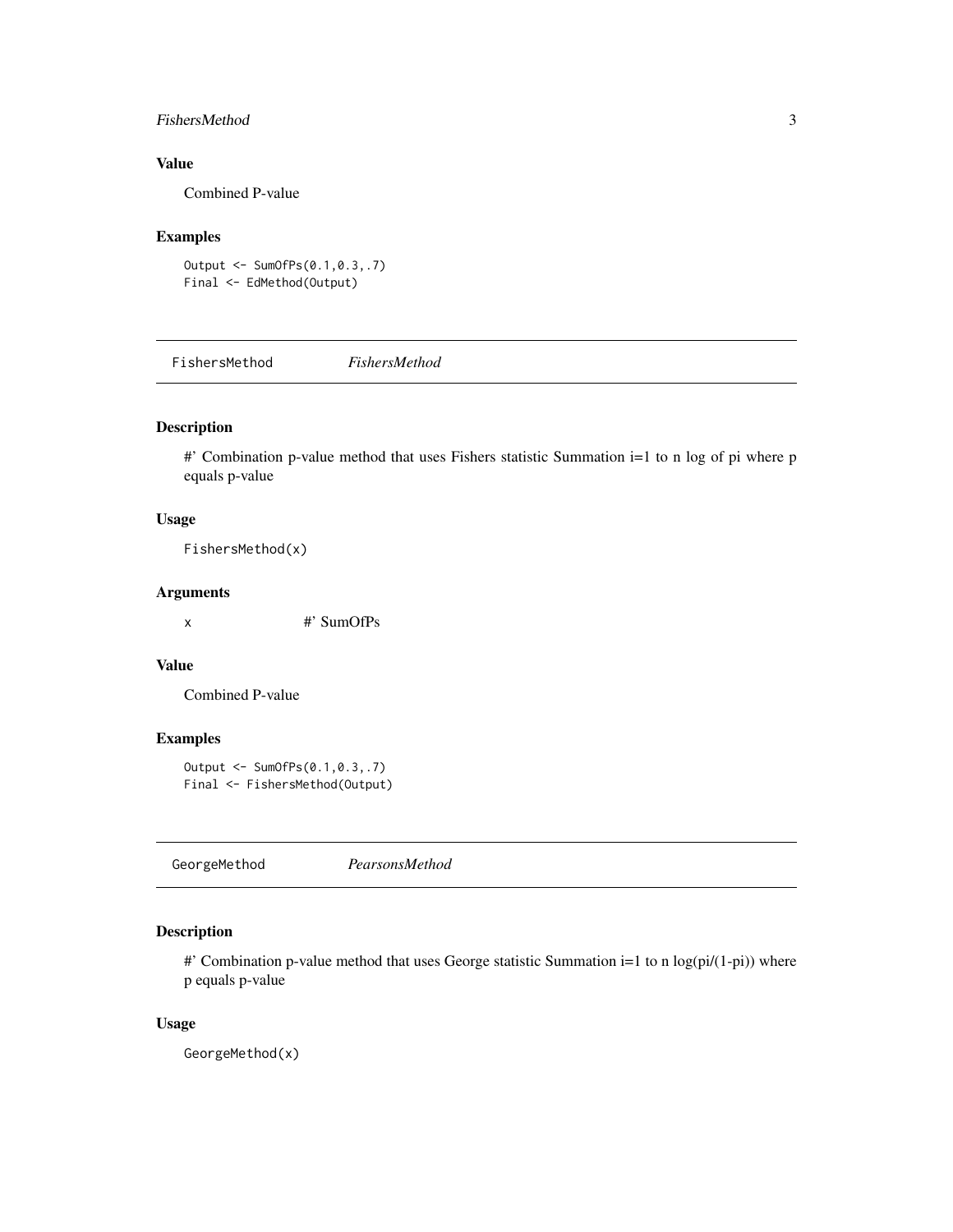## Value

Combined P-value

## Examples

```
Output <- SumOfPs(0.1,0.3,.7)
Final <- EdMethod(Output)
```

---

# FishersMethod *FishersMethod*

---

## Description

#' Combination p-value method that uses Fishers statistic Summation i=1 to n log of pi where p equals p-value

## Usage

```
FishersMethod(x)
```

## Arguments

| | |
|---|---|
| x | #' SumOfPs |

## Value

Combined P-value

## Examples

```
Output <- SumOfPs(0.1,0.3,.7)
Final <- FishersMethod(Output)
```

---

# GeorgeMethod *PearsonsMethod*

---

## Description

#' Combination p-value method that uses George statistic Summation i=1 to n log(pi/(1-pi)) where p equals p-value

## Usage

```
GeorgeMethod(x)
```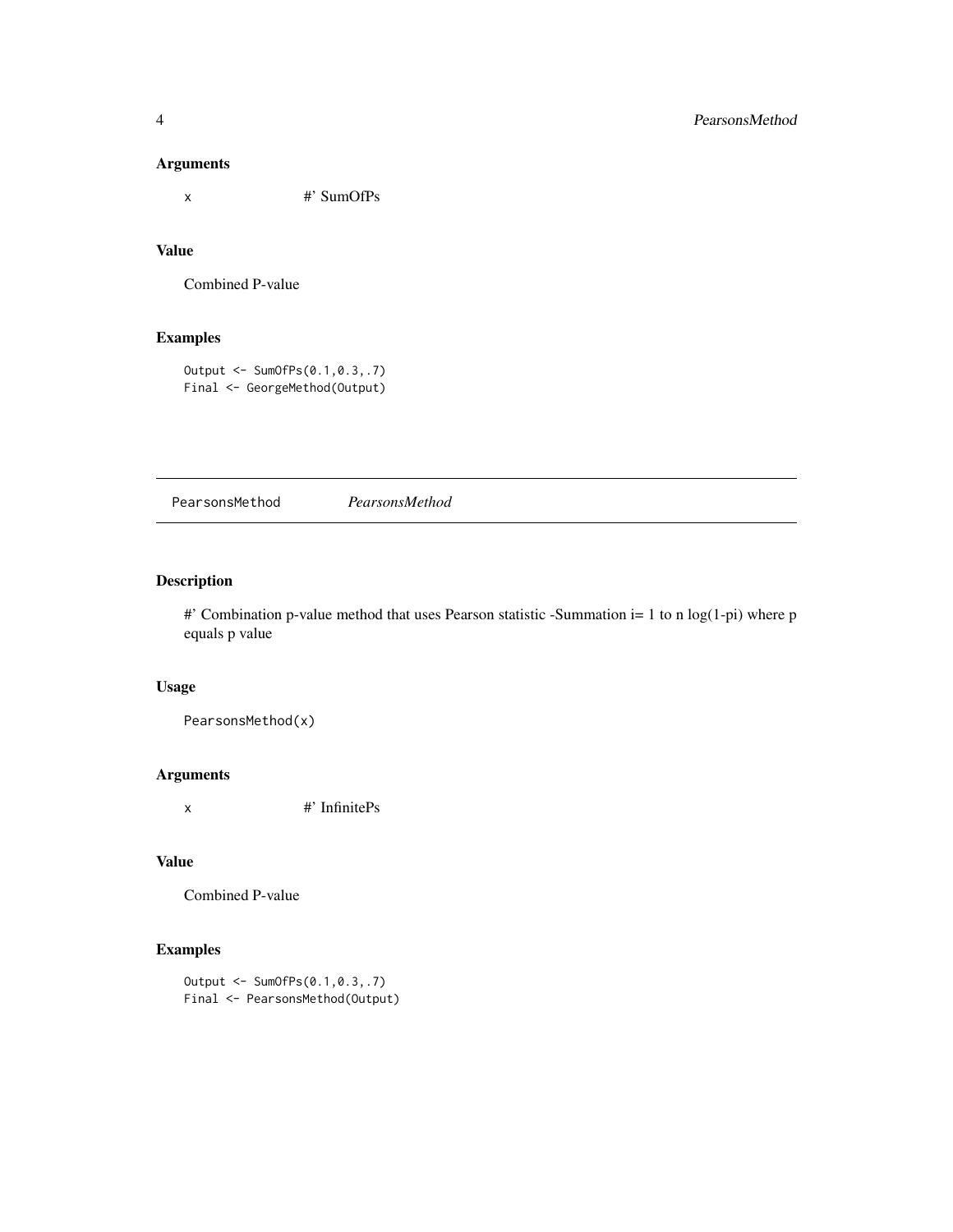### Arguments

x #' SumOfPs

### Value

Combined P-value

### Examples

```
Output <- SumOfPs(0.1,0.3,.7)
Final <- GeorgeMethod(Output)
```

## PearsonsMethod *PearsonsMethod*

### Description

#' Combination p-value method that uses Pearson statistic -Summation i= 1 to n log(1-pi) where p equals p value

### Usage

```
PearsonsMethod(x)
```

### Arguments

x #' InfinitePs

### Value

Combined P-value

### Examples

```
Output <- SumOfPs(0.1,0.3,.7)
Final <- PearsonsMethod(Output)
```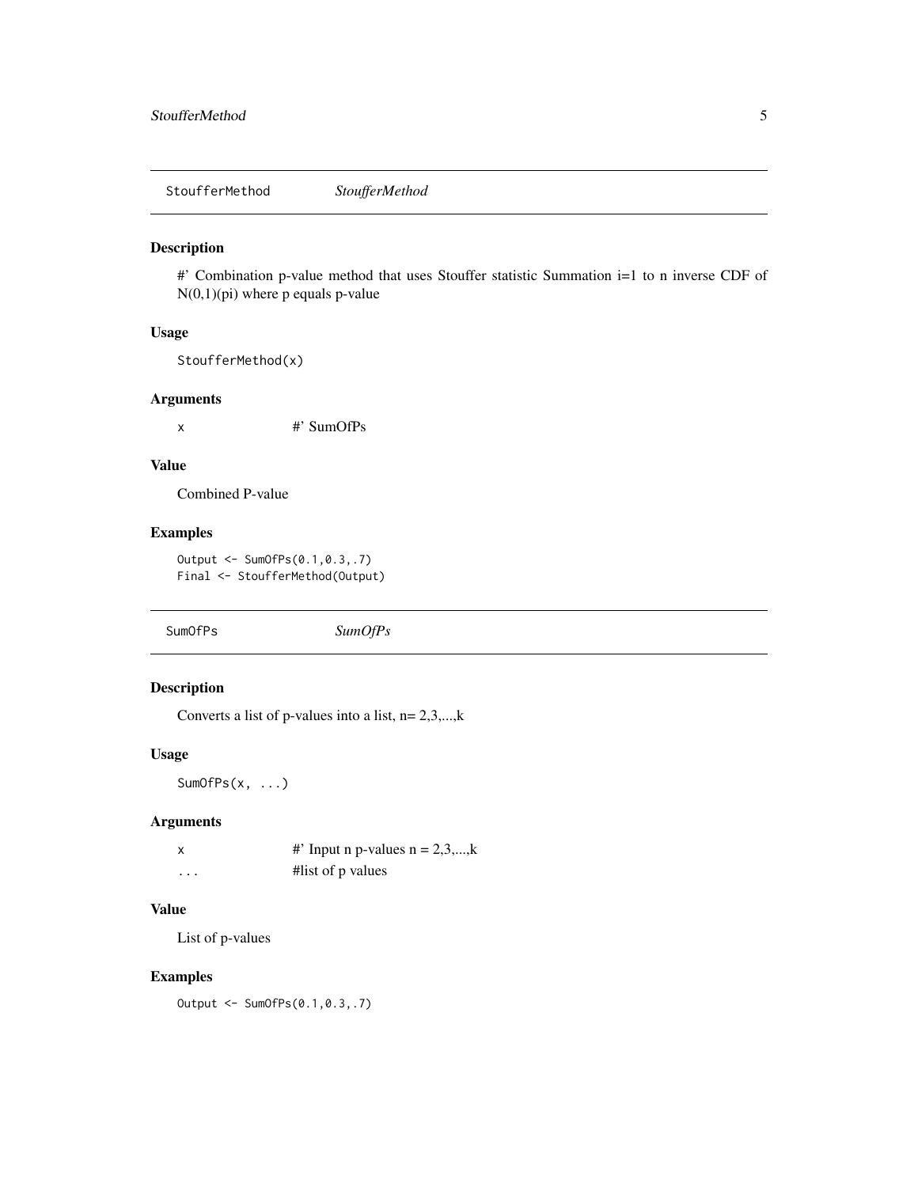## StoufferMethod *StoufferMethod*

### Description

#' Combination p-value method that uses Stouffer statistic Summation i=1 to n inverse CDF of N(0,1)(pi) where p equals p-value

### Usage

```
StoufferMethod(x)
```

### Arguments

| | |
|---|---|
| x | #' SumOfPs |

### Value

Combined P-value

### Examples

```
Output <- SumOfPs(0.1,0.3,.7)
Final <- StoufferMethod(Output)
```

## SumOfPs *SumOfPs*

### Description

Converts a list of p-values into a list, n= 2,3,...,k

### Usage

```
SumOfPs(x, ...)
```

### Arguments

| | |
|---|---|
| x | #' Input n p-values n = 2,3,...,k |
| ... | #list of p values |

### Value

List of p-values

### Examples

```
Output <- SumOfPs(0.1,0.3,.7)
```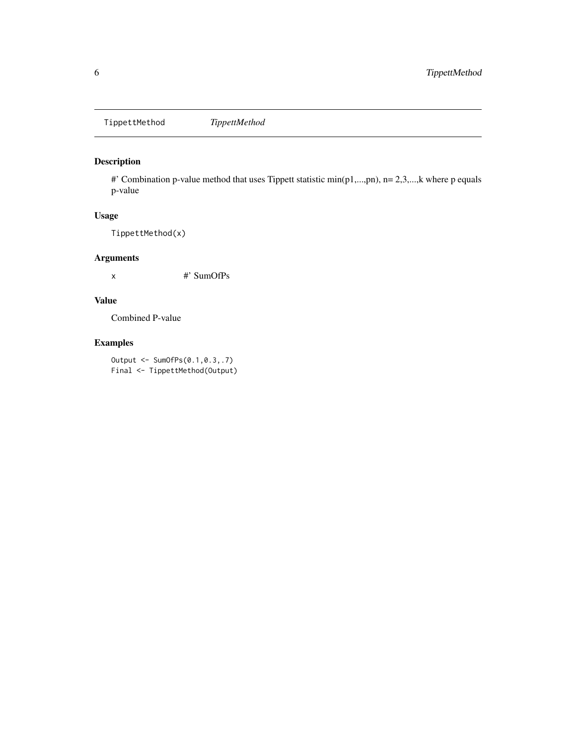TippettMethod *TippettMethod*

## Description

#' Combination p-value method that uses Tippett statistic min(p1,...,pn), n= 2,3,...,k where p equals p-value

## Usage

```
TippettMethod(x)
```

## Arguments

| | |
|---|---|
| x | #' SumOfPs |

## Value

Combined P-value

## Examples

```
Output <- SumOfPs(0.1,0.3,.7)
Final <- TippettMethod(Output)
```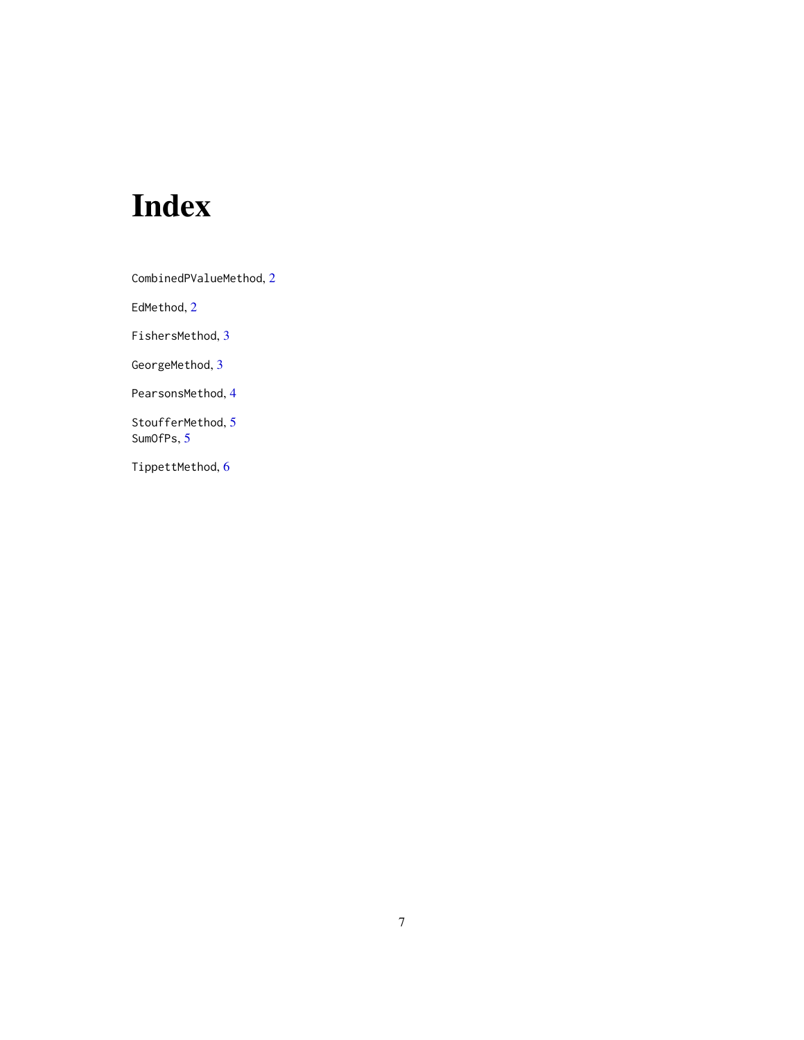# Index

CombinedPValueMethod, 2

EdMethod, 2

FishersMethod, 3

GeorgeMethod, 3

PearsonsMethod, 4

StoufferMethod, 5
SumOfPs, 5

TippettMethod, 6